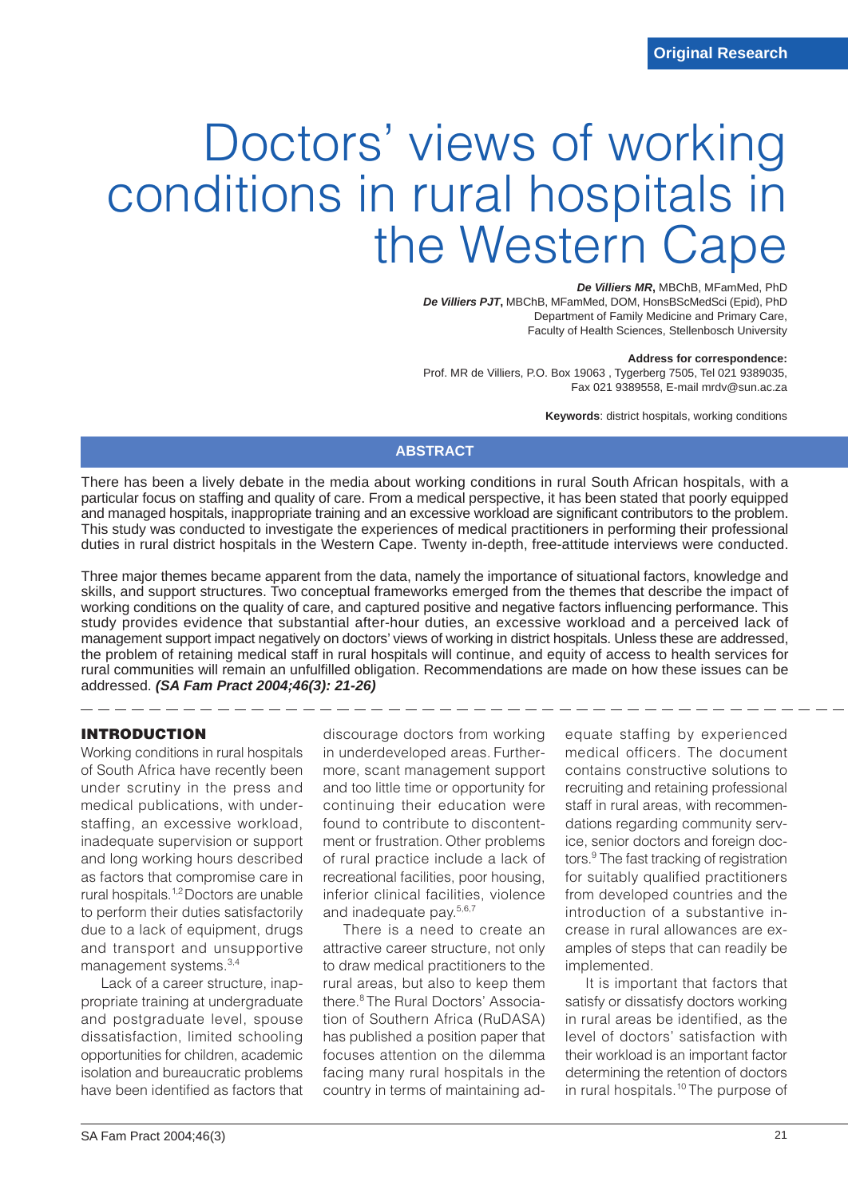Original Research

# Doctors' views of working conditions in rural hospitals in the Western Cape

***De Villiers MR***, MBChB, MFamMed, PhD
***De Villiers PJT***, MBChB, MFamMed, DOM, HonsBScMedSci (Epid), PhD
Department of Family Medicine and Primary Care,
Faculty of Health Sciences, Stellenbosch University

**Address for correspondence:**
Prof. MR de Villiers, P.O. Box 19063 , Tygerberg 7505, Tel 021 9389035,
Fax 021 9389558, E-mail mrdv@sun.ac.za

**Keywords**: district hospitals, working conditions

## ABSTRACT

There has been a lively debate in the media about working conditions in rural South African hospitals, with a particular focus on staffing and quality of care. From a medical perspective, it has been stated that poorly equipped and managed hospitals, inappropriate training and an excessive workload are significant contributors to the problem. This study was conducted to investigate the experiences of medical practitioners in performing their professional duties in rural district hospitals in the Western Cape. Twenty in-depth, free-attitude interviews were conducted.

Three major themes became apparent from the data, namely the importance of situational factors, knowledge and skills, and support structures. Two conceptual frameworks emerged from the themes that describe the impact of working conditions on the quality of care, and captured positive and negative factors influencing performance. This study provides evidence that substantial after-hour duties, an excessive workload and a perceived lack of management support impact negatively on doctors' views of working in district hospitals. Unless these are addressed, the problem of retaining medical staff in rural hospitals will continue, and equity of access to health services for rural communities will remain an unfulfilled obligation. Recommendations are made on how these issues can be addressed. ***(SA Fam Pract 2004;46(3): 21-26)***

## INTRODUCTION

Working conditions in rural hospitals of South Africa have recently been under scrutiny in the press and medical publications, with understaffing, an excessive workload, inadequate supervision or support and long working hours described as factors that compromise care in rural hospitals.[1,2] Doctors are unable to perform their duties satisfactorily due to a lack of equipment, drugs and transport and unsupportive management systems.[3,4]

Lack of a career structure, inappropriate training at undergraduate and postgraduate level, spouse dissatisfaction, limited schooling opportunities for children, academic isolation and bureaucratic problems have been identified as factors that discourage doctors from working in underdeveloped areas. Furthermore, scant management support and too little time or opportunity for continuing their education were found to contribute to discontentment or frustration. Other problems of rural practice include a lack of recreational facilities, poor housing, inferior clinical facilities, violence and inadequate pay.[5,6,7]

There is a need to create an attractive career structure, not only to draw medical practitioners to the rural areas, but also to keep them there.[8] The Rural Doctors' Association of Southern Africa (RuDASA) has published a position paper that focuses attention on the dilemma facing many rural hospitals in the country in terms of maintaining adequate staffing by experienced medical officers. The document contains constructive solutions to recruiting and retaining professional staff in rural areas, with recommendations regarding community service, senior doctors and foreign doctors.[9] The fast tracking of registration for suitably qualified practitioners from developed countries and the introduction of a substantive increase in rural allowances are examples of steps that can readily be implemented.

It is important that factors that satisfy or dissatisfy doctors working in rural areas be identified, as the level of doctors' satisfaction with their workload is an important factor determining the retention of doctors in rural hospitals.[10] The purpose of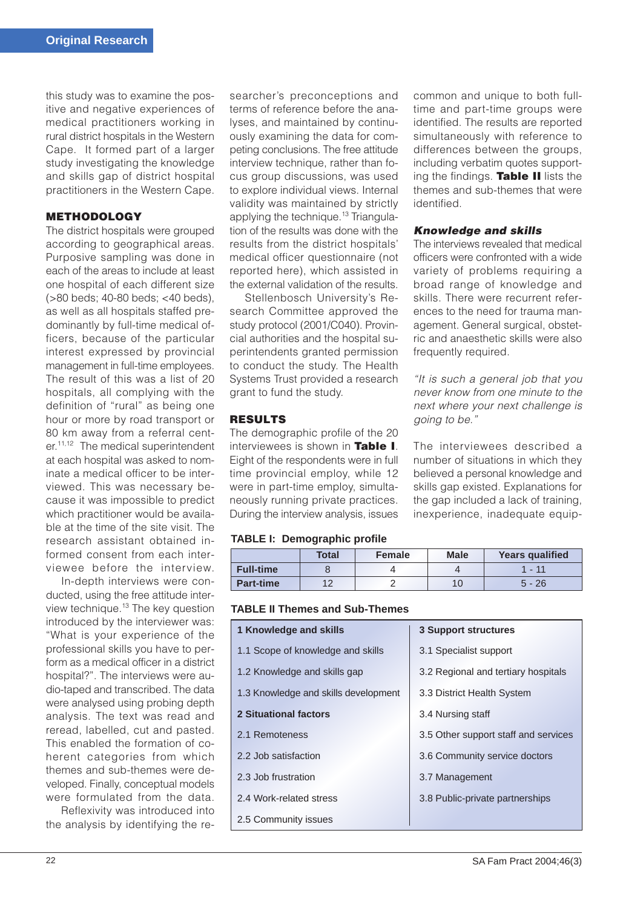this study was to examine the positive and negative experiences of medical practitioners working in rural district hospitals in the Western Cape. It formed part of a larger study investigating the knowledge and skills gap of district hospital practitioners in the Western Cape.

## METHODOLOGY

The district hospitals were grouped according to geographical areas. Purposive sampling was done in each of the areas to include at least one hospital of each different size (>80 beds; 40-80 beds; <40 beds), as well as all hospitals staffed predominantly by full-time medical officers, because of the particular interest expressed by provincial management in full-time employees. The result of this was a list of 20 hospitals, all complying with the definition of "rural" as being one hour or more by road transport or 80 km away from a referral center.[11,12] The medical superintendent at each hospital was asked to nominate a medical officer to be interviewed. This was necessary because it was impossible to predict which practitioner would be available at the time of the site visit. The research assistant obtained informed consent from each interviewee before the interview.

In-depth interviews were conducted, using the free attitude interview technique.[13] The key question introduced by the interviewer was: "What is your experience of the professional skills you have to perform as a medical officer in a district hospital?". The interviews were audio-taped and transcribed. The data were analysed using probing depth analysis. The text was read and reread, labelled, cut and pasted. This enabled the formation of coherent categories from which themes and sub-themes were developed. Finally, conceptual models were formulated from the data.

Reflexivity was introduced into the analysis by identifying the researcher's preconceptions and terms of reference before the analyses, and maintained by continuously examining the data for competing conclusions. The free attitude interview technique, rather than focus group discussions, was used to explore individual views. Internal validity was maintained by strictly applying the technique.[13] Triangulation of the results was done with the results from the district hospitals' medical officer questionnaire (not reported here), which assisted in the external validation of the results.

Stellenbosch University's Research Committee approved the study protocol (2001/C040). Provincial authorities and the hospital superintendents granted permission to conduct the study. The Health Systems Trust provided a research grant to fund the study.

## RESULTS

The demographic profile of the 20 interviewees is shown in **Table I**. Eight of the respondents were in full time provincial employ, while 12 were in part-time employ, simultaneously running private practices. During the interview analysis, issues common and unique to both full-time and part-time groups were identified. The results are reported simultaneously with reference to differences between the groups, including verbatim quotes supporting the findings. **Table II** lists the themes and sub-themes that were identified.

**TABLE I: Demographic profile**

| | Total | Female | Male | Years qualified |
|---|---|---|---|---|
| **Full-time** | 8 | 4 | 4 | 1 - 11 |
| **Part-time** | 12 | 2 | 10 | 5 - 26 |

**TABLE II Themes and Sub-Themes**

| | |
|---|---|
| **1 Knowledge and skills** | **3 Support structures** |
| 1.1 Scope of knowledge and skills | 3.1 Specialist support |
| 1.2 Knowledge and skills gap | 3.2 Regional and tertiary hospitals |
| 1.3 Knowledge and skills development | 3.3 District Health System |
| **2 Situational factors** | 3.4 Nursing staff |
| 2.1 Remoteness | 3.5 Other support staff and services |
| 2.2 Job satisfaction | 3.6 Community service doctors |
| 2.3 Job frustration | 3.7 Management |
| 2.4 Work-related stress | 3.8 Public-private partnerships |
| 2.5 Community issues | |

### *Knowledge and skills*

The interviews revealed that medical officers were confronted with a wide variety of problems requiring a broad range of knowledge and skills. There were recurrent references to the need for trauma management. General surgical, obstetric and anaesthetic skills were also frequently required.

*"It is such a general job that you never know from one minute to the next where your next challenge is going to be."*

The interviewees described a number of situations in which they believed a personal knowledge and skills gap existed. Explanations for the gap included a lack of training, inexperience, inadequate equip-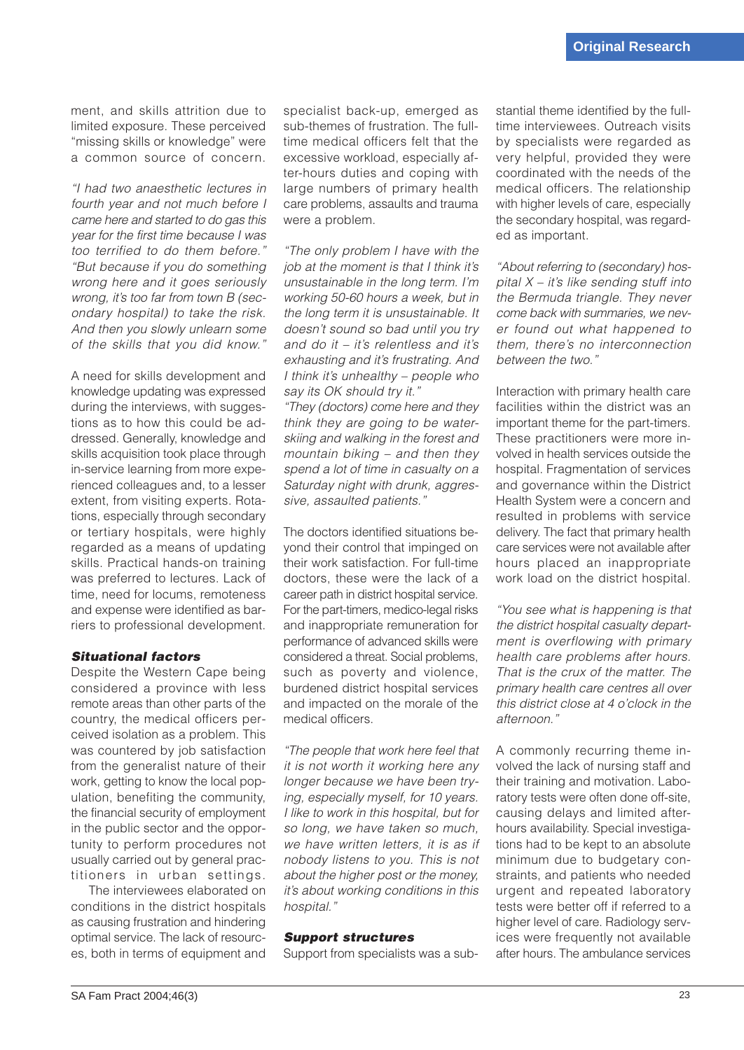ment, and skills attrition due to limited exposure. These perceived "missing skills or knowledge" were a common source of concern.

*"I had two anaesthetic lectures in fourth year and not much before I came here and started to do gas this year for the first time because I was too terrified to do them before."*
*"But because if you do something wrong here and it goes seriously wrong, it's too far from town B (secondary hospital) to take the risk. And then you slowly unlearn some of the skills that you did know."*

A need for skills development and knowledge updating was expressed during the interviews, with suggestions as to how this could be addressed. Generally, knowledge and skills acquisition took place through in-service learning from more experienced colleagues and, to a lesser extent, from visiting experts. Rotations, especially through secondary or tertiary hospitals, were highly regarded as a means of updating skills. Practical hands-on training was preferred to lectures. Lack of time, need for locums, remoteness and expense were identified as barriers to professional development.

***Situational factors***

Despite the Western Cape being considered a province with less remote areas than other parts of the country, the medical officers perceived isolation as a problem. This was countered by job satisfaction from the generalist nature of their work, getting to know the local population, benefiting the community, the financial security of employment in the public sector and the opportunity to perform procedures not usually carried out by general practitioners in urban settings.

The interviewees elaborated on conditions in the district hospitals as causing frustration and hindering optimal service. The lack of resources, both in terms of equipment and specialist back-up, emerged as sub-themes of frustration. The full-time medical officers felt that the excessive workload, especially after-hours duties and coping with large numbers of primary health care problems, assaults and trauma were a problem.

*"The only problem I have with the job at the moment is that I think it's unsustainable in the long term. I'm working 50-60 hours a week, but in the long term it is unsustainable. It doesn't sound so bad until you try and do it – it's relentless and it's exhausting and it's frustrating. And I think it's unhealthy – people who say its OK should try it."*
*"They (doctors) come here and they think they are going to be water-skiing and walking in the forest and mountain biking – and then they spend a lot of time in casualty on a Saturday night with drunk, aggressive, assaulted patients."*

The doctors identified situations beyond their control that impinged on their work satisfaction. For full-time doctors, these were the lack of a career path in district hospital service. For the part-timers, medico-legal risks and inappropriate remuneration for performance of advanced skills were considered a threat. Social problems, such as poverty and violence, burdened district hospital services and impacted on the morale of the medical officers.

*"The people that work here feel that it is not worth it working here any longer because we have been trying, especially myself, for 10 years. I like to work in this hospital, but for so long, we have taken so much, we have written letters, it is as if nobody listens to you. This is not about the higher post or the money, it's about working conditions in this hospital."*

***Support structures***

Support from specialists was a substantial theme identified by the full-time interviewees. Outreach visits by specialists were regarded as very helpful, provided they were coordinated with the needs of the medical officers. The relationship with higher levels of care, especially the secondary hospital, was regarded as important.

*"About referring to (secondary) hospital X – it's like sending stuff into the Bermuda triangle. They never come back with summaries, we never found out what happened to them, there's no interconnection between the two."*

Interaction with primary health care facilities within the district was an important theme for the part-timers. These practitioners were more involved in health services outside the hospital. Fragmentation of services and governance within the District Health System were a concern and resulted in problems with service delivery. The fact that primary health care services were not available after hours placed an inappropriate work load on the district hospital.

*"You see what is happening is that the district hospital casualty department is overflowing with primary health care problems after hours. That is the crux of the matter. The primary health care centres all over this district close at 4 o'clock in the afternoon."*

A commonly recurring theme involved the lack of nursing staff and their training and motivation. Laboratory tests were often done off-site, causing delays and limited after-hours availability. Special investigations had to be kept to an absolute minimum due to budgetary constraints, and patients who needed urgent and repeated laboratory tests were better off if referred to a higher level of care. Radiology services were frequently not available after hours. The ambulance services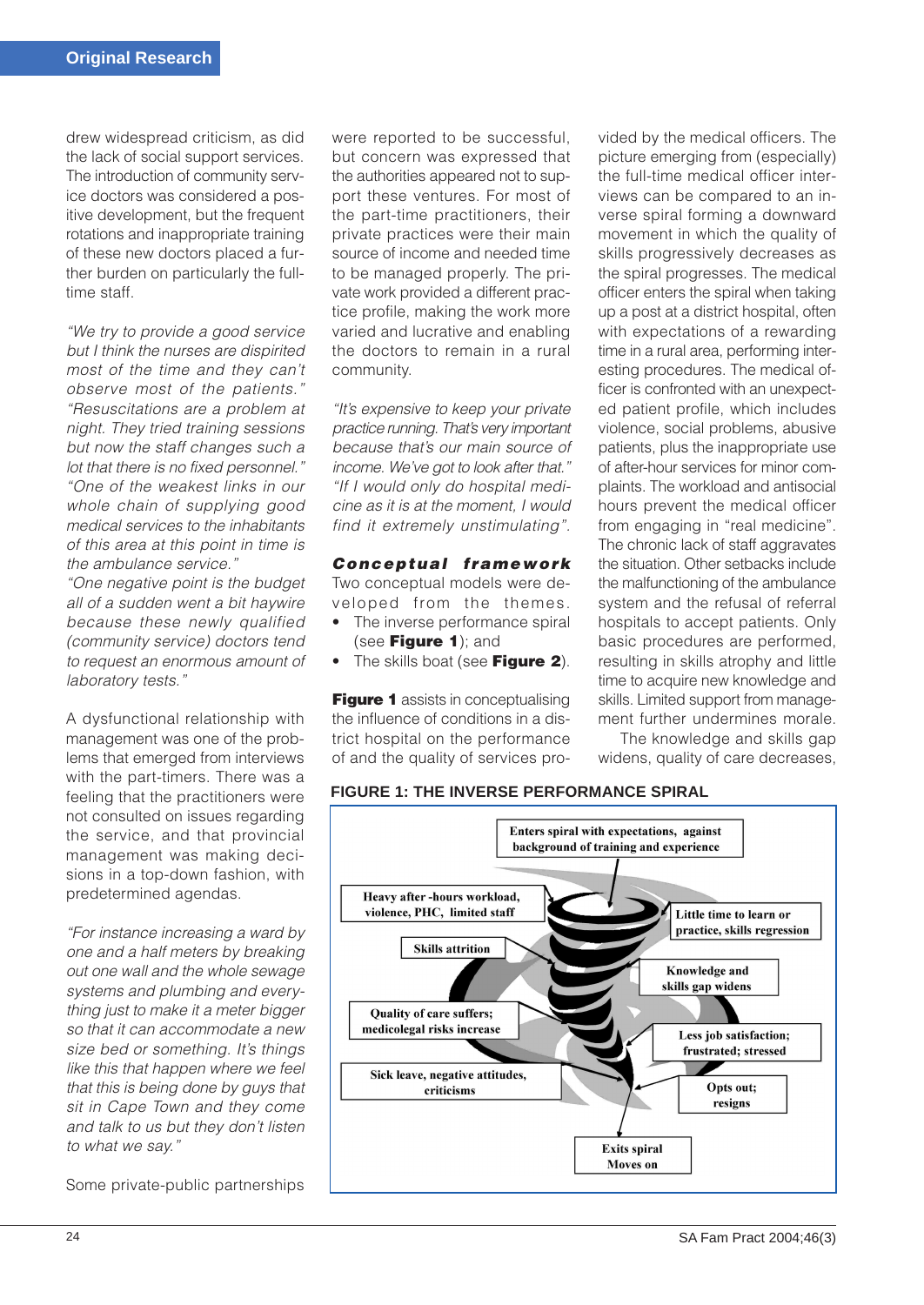drew widespread criticism, as did the lack of social support services. The introduction of community service doctors was considered a positive development, but the frequent rotations and inappropriate training of these new doctors placed a further burden on particularly the full-time staff.

*"We try to provide a good service but I think the nurses are dispirited most of the time and they can't observe most of the patients."*
*"Resuscitations are a problem at night. They tried training sessions but now the staff changes such a lot that there is no fixed personnel."*
*"One of the weakest links in our whole chain of supplying good medical services to the inhabitants of this area at this point in time is the ambulance service."*
*"One negative point is the budget all of a sudden went a bit haywire because these newly qualified (community service) doctors tend to request an enormous amount of laboratory tests."*

A dysfunctional relationship with management was one of the problems that emerged from interviews with the part-timers. There was a feeling that the practitioners were not consulted on issues regarding the service, and that provincial management was making decisions in a top-down fashion, with predetermined agendas.

*"For instance increasing a ward by one and a half meters by breaking out one wall and the whole sewage systems and plumbing and everything just to make it a meter bigger so that it can accommodate a new size bed or something. It's things like this that happen where we feel that this is being done by guys that sit in Cape Town and they come and talk to us but they don't listen to what we say."*

Some private-public partnerships were reported to be successful, but concern was expressed that the authorities appeared not to support these ventures. For most of the part-time practitioners, their private practices were their main source of income and needed time to be managed properly. The private work provided a different practice profile, making the work more varied and lucrative and enabling the doctors to remain in a rural community.

*"It's expensive to keep your private practice running. That's very important because that's our main source of income. We've got to look after that."*
*"If I would only do hospital medicine as it is at the moment, I would find it extremely unstimulating".*

## Conceptual framework

Two conceptual models were developed from the themes.

- The inverse performance spiral (see **Figure 1**); and
- The skills boat (see **Figure 2**).

**Figure 1** assists in conceptualising the influence of conditions in a district hospital on the performance of and the quality of services provided by the medical officers. The picture emerging from (especially) the full-time medical officer interviews can be compared to an inverse spiral forming a downward movement in which the quality of skills progressively decreases as the spiral progresses. The medical officer enters the spiral when taking up a post at a district hospital, often with expectations of a rewarding time in a rural area, performing interesting procedures. The medical officer is confronted with an unexpected patient profile, which includes violence, social problems, abusive patients, plus the inappropriate use of after-hour services for minor complaints. The workload and antisocial hours prevent the medical officer from engaging in "real medicine". The chronic lack of staff aggravates the situation. Other setbacks include the malfunctioning of the ambulance system and the refusal of referral hospitals to accept patients. Only basic procedures are performed, resulting in skills atrophy and little time to acquire new knowledge and skills. Limited support from management further undermines morale.

The knowledge and skills gap widens, quality of care decreases,

**FIGURE 1: THE INVERSE PERFORMANCE SPIRAL**

Enters spiral with expectations, against background of training and experience

Heavy after-hours workload, violence, PHC, limited staff

Little time to learn or practice, skills regression

Skills attrition

Knowledge and skills gap widens

Quality of care suffers; medicolegal risks increase

Less job satisfaction; frustrated; stressed

Sick leave, negative attitudes, criticisms

Opts out; resigns

Exits spiral
Moves on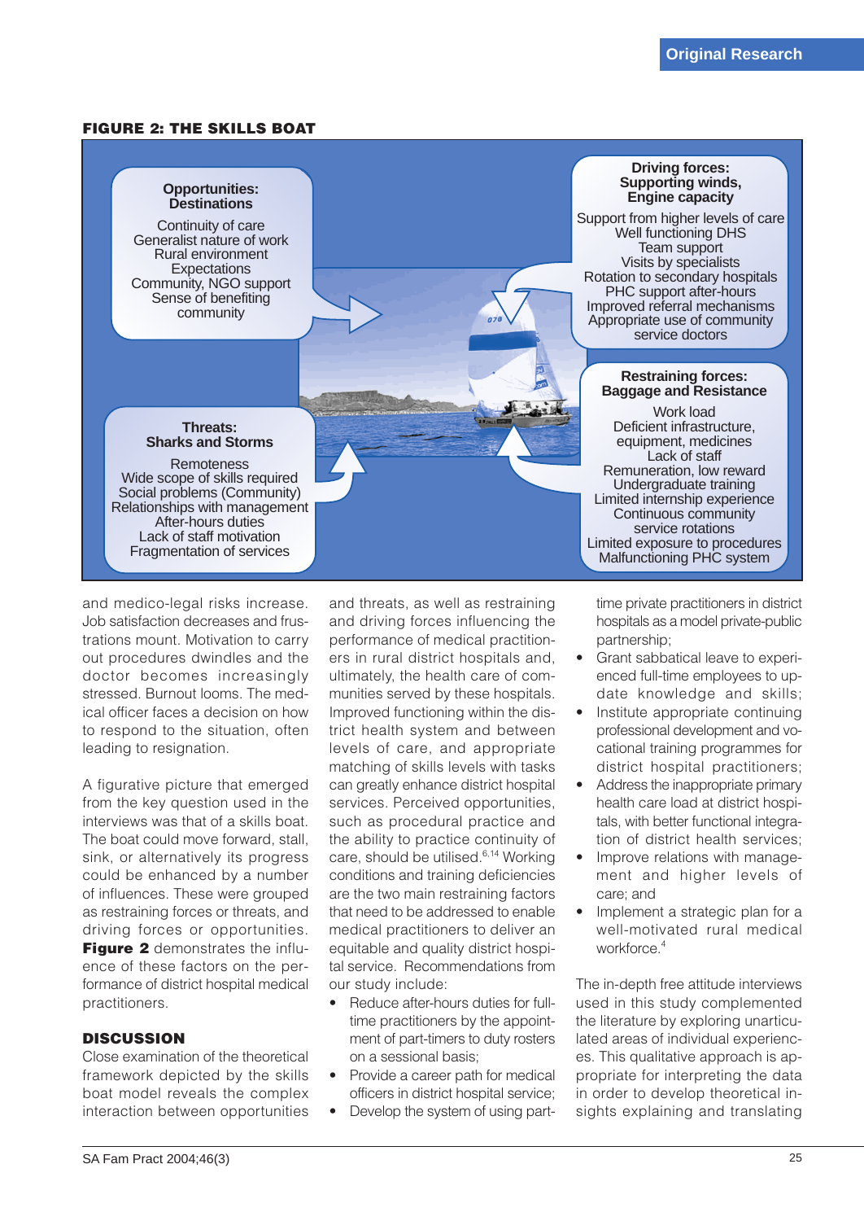**FIGURE 2: THE SKILLS BOAT**

**Opportunities: Destinations**
Continuity of care
Generalist nature of work
Rural environment
Expectations
Community, NGO support
Sense of benefiting community

**Driving forces: Supporting winds, Engine capacity**
Support from higher levels of care
Well functioning DHS
Team support
Visits by specialists
Rotation to secondary hospitals
PHC support after-hours
Improved referral mechanisms
Appropriate use of community service doctors

**Threats: Sharks and Storms**
Remoteness
Wide scope of skills required
Social problems (Community)
Relationships with management
After-hours duties
Lack of staff motivation
Fragmentation of services

**Restraining forces: Baggage and Resistance**
Work load
Deficient infrastructure, equipment, medicines
Lack of staff
Remuneration, low reward
Undergraduate training
Limited internship experience
Continuous community service rotations
Limited exposure to procedures
Malfunctioning PHC system

and medico-legal risks increase. Job satisfaction decreases and frustrations mount. Motivation to carry out procedures dwindles and the doctor becomes increasingly stressed. Burnout looms. The medical officer faces a decision on how to respond to the situation, often leading to resignation.

A figurative picture that emerged from the key question used in the interviews was that of a skills boat. The boat could move forward, stall, sink, or alternatively its progress could be enhanced by a number of influences. These were grouped as restraining forces or threats, and driving forces or opportunities. **Figure 2** demonstrates the influence of these factors on the performance of district hospital medical practitioners.

## DISCUSSION

Close examination of the theoretical framework depicted by the skills boat model reveals the complex interaction between opportunities and threats, as well as restraining and driving forces influencing the performance of medical practitioners in rural district hospitals and, ultimately, the health care of communities served by these hospitals. Improved functioning within the district health system and between levels of care, and appropriate matching of skills levels with tasks can greatly enhance district hospital services. Perceived opportunities, such as procedural practice and the ability to practice continuity of care, should be utilised.[6,14] Working conditions and training deficiencies are the two main restraining factors that need to be addressed to enable medical practitioners to deliver an equitable and quality district hospital service. Recommendations from our study include:

- Reduce after-hours duties for full-time practitioners by the appointment of part-timers to duty rosters on a sessional basis;
- Provide a career path for medical officers in district hospital service;
- Develop the system of using part-time private practitioners in district hospitals as a model private-public partnership;
- Grant sabbatical leave to experienced full-time employees to update knowledge and skills;
- Institute appropriate continuing professional development and vocational training programmes for district hospital practitioners;
- Address the inappropriate primary health care load at district hospitals, with better functional integration of district health services;
- Improve relations with management and higher levels of care; and
- Implement a strategic plan for a well-motivated rural medical workforce.[4]

The in-depth free attitude interviews used in this study complemented the literature by exploring unarticulated areas of individual experiences. This qualitative approach is appropriate for interpreting the data in order to develop theoretical insights explaining and translating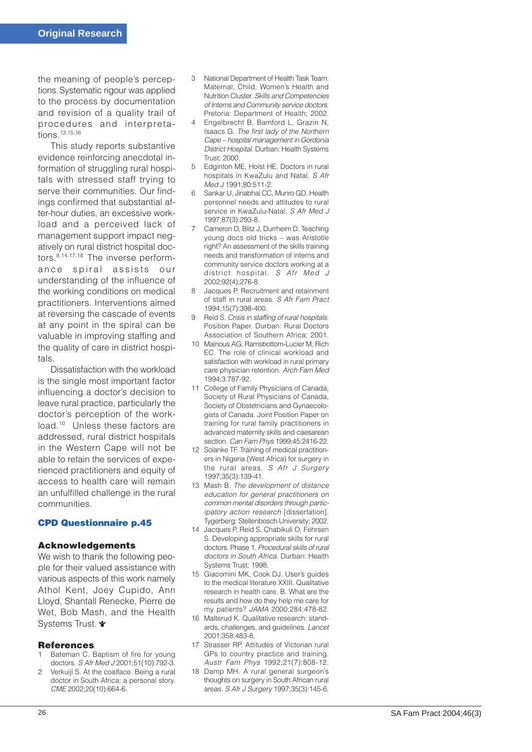the meaning of people's perceptions. Systematic rigour was applied to the process by documentation and revision of a quality trail of procedures and interpretations.[13,15,16]

This study reports substantive evidence reinforcing anecdotal information of struggling rural hospitals with stressed staff trying to serve their communities. Our findings confirmed that substantial after-hour duties, an excessive workload and a perceived lack of management support impact negatively on rural district hospital doctors.[8,14,17,18] The inverse performance spiral assists our understanding of the influence of the working conditions on medical practitioners. Interventions aimed at reversing the cascade of events at any point in the spiral can be valuable in improving staffing and the quality of care in district hospitals.

Dissatisfaction with the workload is the single most important factor influencing a doctor's decision to leave rural practice, particularly the doctor's perception of the workload.[10] Unless these factors are addressed, rural district hospitals in the Western Cape will not be able to retain the services of experienced practitioners and equity of access to health care will remain an unfulfilled challenge in the rural communities.

**CPD Questionnaire p.45**

## Acknowledgements

We wish to thank the following people for their valued assistance with various aspects of this work namely Athol Kent, Joey Cupido, Ann Lloyd, Shantall Renecke, Pierre de Wet, Bob Mash, and the Health Systems Trust.

## References

1. Bateman C. Baptism of fire for young doctors. *S Afr Med J* 2001;51(10):792-3.
2. Verkuijl S. At the coalface. Being a rural doctor in South Africa: a personal story. *CME* 2002;20(10):664-6.
3. National Department of Health Task Team: Maternal, Child, Women's Health and Nutrition Cluster. *Skills and Competencies of Interns and Community service doctors.* Pretoria: Department of Health; 2002.
4. Engelbrecht B, Bamford L, Grazin N, Isaacs G. *The first lady of the Northern Cape – hospital management in Gordonia District Hospital.* Durban: Health Systems Trust; 2000.
5. Edginton ME, Holst HE. Doctors in rural hospitals in KwaZulu and Natal. *S Afr Med J* 1991;80:511-2.
6. Sankar U, Jinabhai CC, Munro GD. Health personnel needs and attitudes to rural service in KwaZulu-Natal. *S Afr Med J* 1997;87(3):293-8.
7. Cameron D, Blitz J, Durrheim D. Teaching young docs old tricks – was Aristotle right? An assessment of the skills training needs and transformation of interns and community service doctors working at a district hospital. *S Afr Med J* 2002;92(4);276-8.
8. Jacques P. Recruitment and retainment of staff in rural areas. *S Afr Fam Pract* 1994;15(7):398-400.
9. Reid S. *Crisis in staffing of rural hospitals.* Position Paper. Durban: Rural Doctors Association of Southern Africa; 2001.
10. Mainous AG, Ramsbottom-Lucier M, Rich EC. The role of clinical workload and satisfaction with workload in rural primary care physician retention. *Arch Fam Med* 1994;3:787-92.
11. College of Family Physicians of Canada, Society of Rural Physicians of Canada, Society of Obstetricians and Gynaecologists of Canada. Joint Position Paper on training for rural family practitioners in advanced maternity skills and caesarean section. *Can Fam Phys* 1999;45:2416-22.
12. Solanke TF. Training of medical practitioners in Nigeria (West Africa) for surgery in the rural areas. *S Afr J Surgery* 1997;35(3):139-41.
13. Mash B. *The development of distance education for general practitioners on common mental disorders through participatory action research* [dissertation]. Tygerberg: Stellenbosch University; 2002.
14. Jacques P, Reid S, Chabikuli O, Fehrsen S. Developing appropriate skills for rural doctors. Phase 1. *Procedural skills of rural doctors in South Africa.* Durban: Health Systems Trust; 1998.
15. Giacomini MK, Cook DJ. User's guides to the medical literature XXIII. Qualitative research in health care. B. What are the results and how do they help me care for my patients? *JAMA* 2000;284:478-82.
16. Malterud K. Qualitative research: standards, challenges, and guidelines. *Lancet* 2001;358:483-8.
17. Strasser RP. Attitudes of Victorian rural GPs to country practice and training. *Austr Fam Phys* 1992;21(7):808-12.
18. Damp MH. A rural general surgeon's thoughts on surgery in South African rural areas. *S Afr J Surgery* 1997;35(3):145-6.